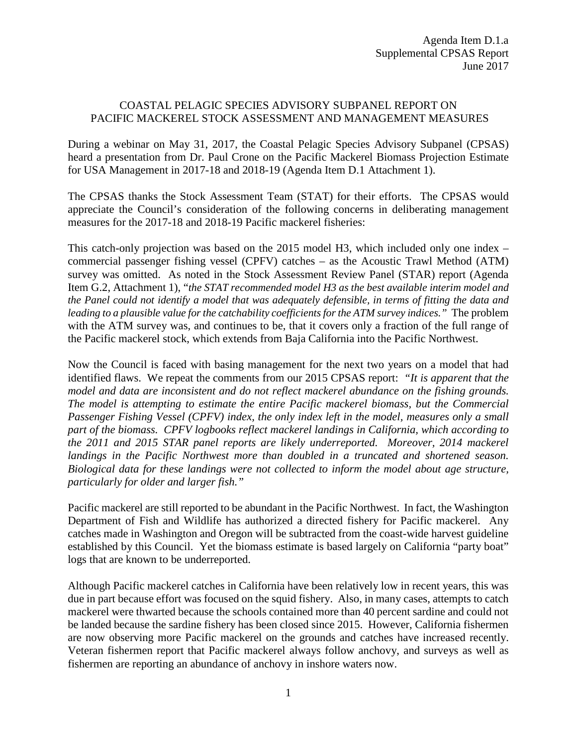Agenda Item D.1.a
Supplemental CPSAS Report
June 2017

# COASTAL PELAGIC SPECIES ADVISORY SUBPANEL REPORT ON PACIFIC MACKEREL STOCK ASSESSMENT AND MANAGEMENT MEASURES

During a webinar on May 31, 2017, the Coastal Pelagic Species Advisory Subpanel (CPSAS) heard a presentation from Dr. Paul Crone on the Pacific Mackerel Biomass Projection Estimate for USA Management in 2017-18 and 2018-19 (Agenda Item D.1 Attachment 1).

The CPSAS thanks the Stock Assessment Team (STAT) for their efforts. The CPSAS would appreciate the Council's consideration of the following concerns in deliberating management measures for the 2017-18 and 2018-19 Pacific mackerel fisheries:

This catch-only projection was based on the 2015 model H3, which included only one index – commercial passenger fishing vessel (CPFV) catches – as the Acoustic Trawl Method (ATM) survey was omitted. As noted in the Stock Assessment Review Panel (STAR) report (Agenda Item G.2, Attachment 1), "*the STAT recommended model H3 as the best available interim model and the Panel could not identify a model that was adequately defensible, in terms of fitting the data and leading to a plausible value for the catchability coefficients for the ATM survey indices.*" The problem with the ATM survey was, and continues to be, that it covers only a fraction of the full range of the Pacific mackerel stock, which extends from Baja California into the Pacific Northwest.

Now the Council is faced with basing management for the next two years on a model that had identified flaws. We repeat the comments from our 2015 CPSAS report: *"It is apparent that the model and data are inconsistent and do not reflect mackerel abundance on the fishing grounds. The model is attempting to estimate the entire Pacific mackerel biomass, but the Commercial Passenger Fishing Vessel (CPFV) index, the only index left in the model, measures only a small part of the biomass. CPFV logbooks reflect mackerel landings in California, which according to the 2011 and 2015 STAR panel reports are likely underreported. Moreover, 2014 mackerel landings in the Pacific Northwest more than doubled in a truncated and shortened season. Biological data for these landings were not collected to inform the model about age structure, particularly for older and larger fish."*

Pacific mackerel are still reported to be abundant in the Pacific Northwest. In fact, the Washington Department of Fish and Wildlife has authorized a directed fishery for Pacific mackerel. Any catches made in Washington and Oregon will be subtracted from the coast-wide harvest guideline established by this Council. Yet the biomass estimate is based largely on California "party boat" logs that are known to be underreported.

Although Pacific mackerel catches in California have been relatively low in recent years, this was due in part because effort was focused on the squid fishery. Also, in many cases, attempts to catch mackerel were thwarted because the schools contained more than 40 percent sardine and could not be landed because the sardine fishery has been closed since 2015. However, California fishermen are now observing more Pacific mackerel on the grounds and catches have increased recently. Veteran fishermen report that Pacific mackerel always follow anchovy, and surveys as well as fishermen are reporting an abundance of anchovy in inshore waters now.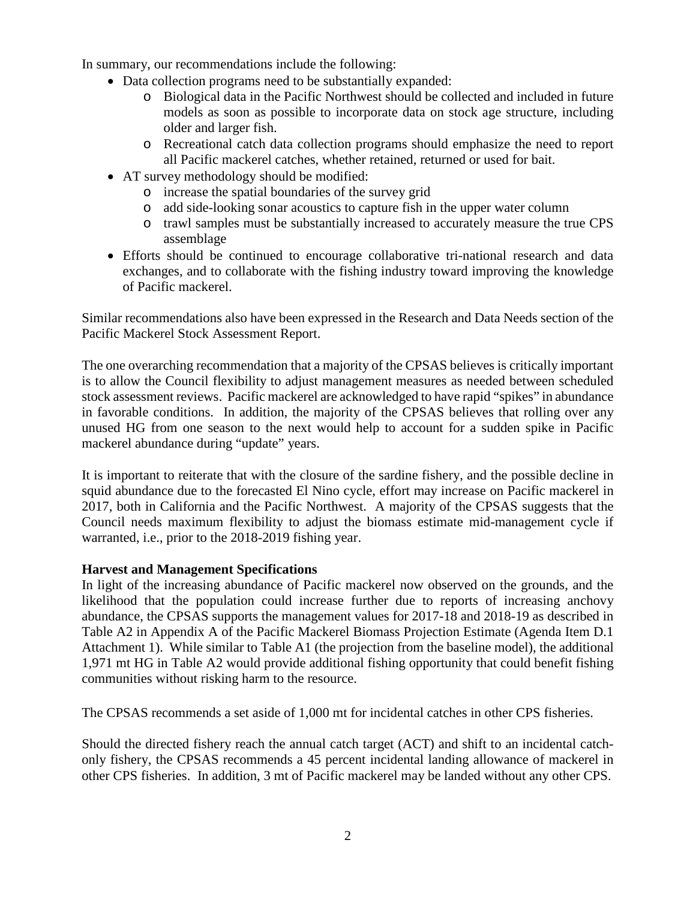In summary, our recommendations include the following:

- Data collection programs need to be substantially expanded:
  - Biological data in the Pacific Northwest should be collected and included in future models as soon as possible to incorporate data on stock age structure, including older and larger fish.
  - Recreational catch data collection programs should emphasize the need to report all Pacific mackerel catches, whether retained, returned or used for bait.
- AT survey methodology should be modified:
  - increase the spatial boundaries of the survey grid
  - add side-looking sonar acoustics to capture fish in the upper water column
  - trawl samples must be substantially increased to accurately measure the true CPS assemblage
- Efforts should be continued to encourage collaborative tri-national research and data exchanges, and to collaborate with the fishing industry toward improving the knowledge of Pacific mackerel.

Similar recommendations also have been expressed in the Research and Data Needs section of the Pacific Mackerel Stock Assessment Report.

The one overarching recommendation that a majority of the CPSAS believes is critically important is to allow the Council flexibility to adjust management measures as needed between scheduled stock assessment reviews. Pacific mackerel are acknowledged to have rapid "spikes" in abundance in favorable conditions. In addition, the majority of the CPSAS believes that rolling over any unused HG from one season to the next would help to account for a sudden spike in Pacific mackerel abundance during "update" years.

It is important to reiterate that with the closure of the sardine fishery, and the possible decline in squid abundance due to the forecasted El Nino cycle, effort may increase on Pacific mackerel in 2017, both in California and the Pacific Northwest. A majority of the CPSAS suggests that the Council needs maximum flexibility to adjust the biomass estimate mid-management cycle if warranted, i.e., prior to the 2018-2019 fishing year.

**Harvest and Management Specifications**

In light of the increasing abundance of Pacific mackerel now observed on the grounds, and the likelihood that the population could increase further due to reports of increasing anchovy abundance, the CPSAS supports the management values for 2017-18 and 2018-19 as described in Table A2 in Appendix A of the Pacific Mackerel Biomass Projection Estimate (Agenda Item D.1 Attachment 1). While similar to Table A1 (the projection from the baseline model), the additional 1,971 mt HG in Table A2 would provide additional fishing opportunity that could benefit fishing communities without risking harm to the resource.

The CPSAS recommends a set aside of 1,000 mt for incidental catches in other CPS fisheries.

Should the directed fishery reach the annual catch target (ACT) and shift to an incidental catch-only fishery, the CPSAS recommends a 45 percent incidental landing allowance of mackerel in other CPS fisheries. In addition, 3 mt of Pacific mackerel may be landed without any other CPS.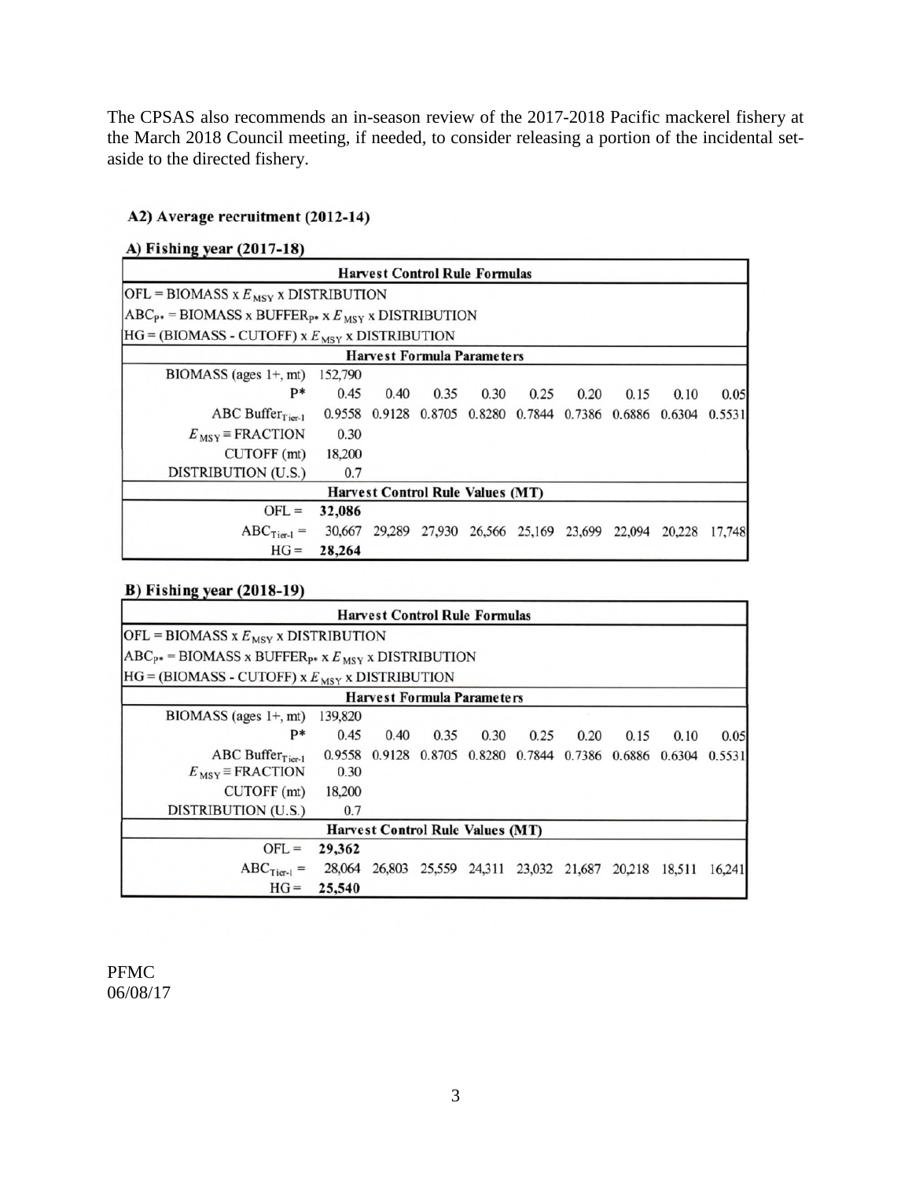The CPSAS also recommends an in-season review of the 2017-2018 Pacific mackerel fishery at the March 2018 Council meeting, if needed, to consider releasing a portion of the incidental set-aside to the directed fishery.

**A2) Average recruitment (2012-14)**

**A) Fishing year (2017-18)**

| Harvest Control Rule Formulas | | | | | | | | | |
|---|---|---|---|---|---|---|---|---|---|
| OFL = BIOMASS x $E_{MSY}$ x DISTRIBUTION | | | | | | | | | |
| $ABC_{P*}$ = BIOMASS x $BUFFER_{P*}$ x $E_{MSY}$ x DISTRIBUTION | | | | | | | | | |
| HG = (BIOMASS - CUTOFF) x $E_{MSY}$ x DISTRIBUTION | | | | | | | | | |
| **Harvest Formula Parameters** | | | | | | | | | |
| BIOMASS (ages 1+, mt) | 152,790 | | | | | | | | |
| P* | 0.45 | 0.40 | 0.35 | 0.30 | 0.25 | 0.20 | 0.15 | 0.10 | 0.05 |
| ABC $Buffer_{Tier-1}$ | 0.9558 | 0.9128 | 0.8705 | 0.8280 | 0.7844 | 0.7386 | 0.6886 | 0.6304 | 0.5531 |
| $E_{MSY}$ ≡ FRACTION | 0.30 | | | | | | | | |
| CUTOFF (mt) | 18,200 | | | | | | | | |
| DISTRIBUTION (U.S.) | 0.7 | | | | | | | | |
| **Harvest Control Rule Values (MT)** | | | | | | | | | |
| OFL = | **32,086** | | | | | | | | |
| $ABC_{Tier-1}$ = | 30,667 | 29,289 | 27,930 | 26,566 | 25,169 | 23,699 | 22,094 | 20,228 | 17,748 |
| HG = | **28,264** | | | | | | | | |

**B) Fishing year (2018-19)**

| Harvest Control Rule Formulas | | | | | | | | | |
|---|---|---|---|---|---|---|---|---|---|
| OFL = BIOMASS x $E_{MSY}$ x DISTRIBUTION | | | | | | | | | |
| $ABC_{P*}$ = BIOMASS x $BUFFER_{P*}$ x $E_{MSY}$ x DISTRIBUTION | | | | | | | | | |
| HG = (BIOMASS - CUTOFF) x $E_{MSY}$ x DISTRIBUTION | | | | | | | | | |
| **Harvest Formula Parameters** | | | | | | | | | |
| BIOMASS (ages 1+, mt) | 139,820 | | | | | | | | |
| P* | 0.45 | 0.40 | 0.35 | 0.30 | 0.25 | 0.20 | 0.15 | 0.10 | 0.05 |
| ABC $Buffer_{Tier-1}$ | 0.9558 | 0.9128 | 0.8705 | 0.8280 | 0.7844 | 0.7386 | 0.6886 | 0.6304 | 0.5531 |
| $E_{MSY}$ ≡ FRACTION | 0.30 | | | | | | | | |
| CUTOFF (mt) | 18,200 | | | | | | | | |
| DISTRIBUTION (U.S.) | 0.7 | | | | | | | | |
| **Harvest Control Rule Values (MT)** | | | | | | | | | |
| OFL = | **29,362** | | | | | | | | |
| $ABC_{Tier-1}$ = | 28,064 | 26,803 | 25,559 | 24,311 | 23,032 | 21,687 | 20,218 | 18,511 | 16,241 |
| HG = | **25,540** | | | | | | | | |

PFMC
06/08/17